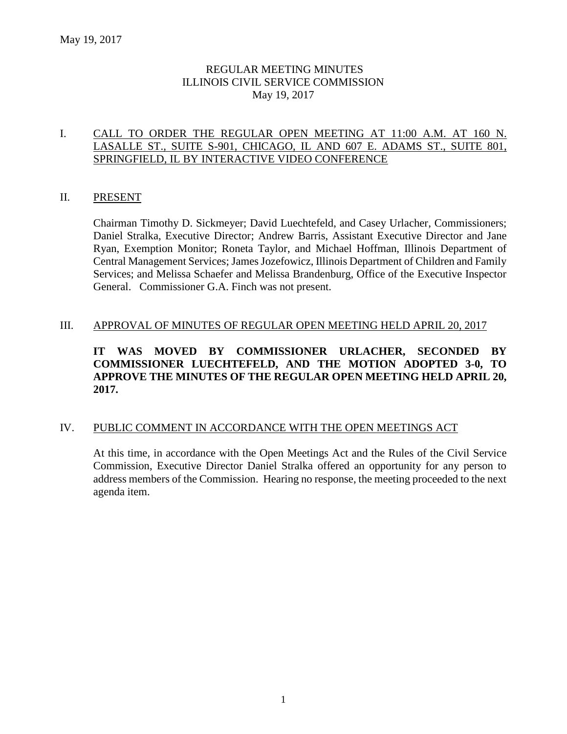# REGULAR MEETING MINUTES
# ILLINOIS CIVIL SERVICE COMMISSION
# May 19, 2017

## I. CALL TO ORDER THE REGULAR OPEN MEETING AT 11:00 A.M. AT 160 N. LASALLE ST., SUITE S-901, CHICAGO, IL AND 607 E. ADAMS ST., SUITE 801, SPRINGFIELD, IL BY INTERACTIVE VIDEO CONFERENCE

## II. PRESENT

Chairman Timothy D. Sickmeyer; David Luechtefeld, and Casey Urlacher, Commissioners; Daniel Stralka, Executive Director; Andrew Barris, Assistant Executive Director and Jane Ryan, Exemption Monitor; Roneta Taylor, and Michael Hoffman, Illinois Department of Central Management Services; James Jozefowicz, Illinois Department of Children and Family Services; and Melissa Schaefer and Melissa Brandenburg, Office of the Executive Inspector General. Commissioner G.A. Finch was not present.

## III. APPROVAL OF MINUTES OF REGULAR OPEN MEETING HELD APRIL 20, 2017

**IT WAS MOVED BY COMMISSIONER URLACHER, SECONDED BY COMMISSIONER LUECHTEFELD, AND THE MOTION ADOPTED 3-0, TO APPROVE THE MINUTES OF THE REGULAR OPEN MEETING HELD APRIL 20, 2017.**

## IV. PUBLIC COMMENT IN ACCORDANCE WITH THE OPEN MEETINGS ACT

At this time, in accordance with the Open Meetings Act and the Rules of the Civil Service Commission, Executive Director Daniel Stralka offered an opportunity for any person to address members of the Commission. Hearing no response, the meeting proceeded to the next agenda item.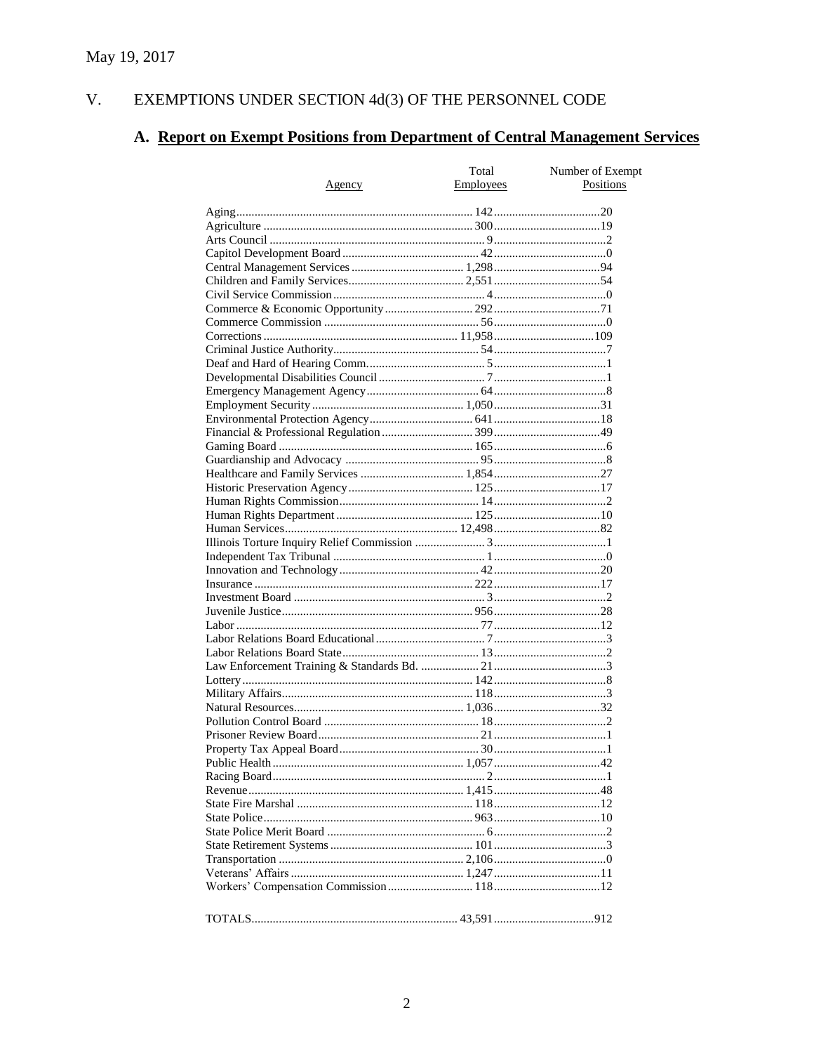May 19, 2017

## V. EXEMPTIONS UNDER SECTION 4d(3) OF THE PERSONNEL CODE

### A. Report on Exempt Positions from Department of Central Management Services

| Agency | Total Employees | Number of Exempt Positions |
|---|---|---|
| Aging | 142 | 20 |
| Agriculture | 300 | 19 |
| Arts Council | 9 | 2 |
| Capitol Development Board | 42 | 0 |
| Central Management Services | 1,298 | 94 |
| Children and Family Services | 2,551 | 54 |
| Civil Service Commission | 4 | 0 |
| Commerce & Economic Opportunity | 292 | 71 |
| Commerce Commission | 56 | 0 |
| Corrections | 11,958 | 109 |
| Criminal Justice Authority | 54 | 7 |
| Deaf and Hard of Hearing Comm. | 5 | 1 |
| Developmental Disabilities Council | 7 | 1 |
| Emergency Management Agency | 64 | 8 |
| Employment Security | 1,050 | 31 |
| Environmental Protection Agency | 641 | 18 |
| Financial & Professional Regulation | 399 | 49 |
| Gaming Board | 165 | 6 |
| Guardianship and Advocacy | 95 | 8 |
| Healthcare and Family Services | 1,854 | 27 |
| Historic Preservation Agency | 125 | 17 |
| Human Rights Commission | 14 | 2 |
| Human Rights Department | 125 | 10 |
| Human Services | 12,498 | 82 |
| Illinois Torture Inquiry Relief Commission | 3 | 1 |
| Independent Tax Tribunal | 1 | 0 |
| Innovation and Technology | 42 | 20 |
| Insurance | 222 | 17 |
| Investment Board | 3 | 2 |
| Juvenile Justice | 956 | 28 |
| Labor | 77 | 12 |
| Labor Relations Board Educational | 7 | 3 |
| Labor Relations Board State | 13 | 2 |
| Law Enforcement Training & Standards Bd. | 21 | 3 |
| Lottery | 142 | 8 |
| Military Affairs | 118 | 3 |
| Natural Resources | 1,036 | 32 |
| Pollution Control Board | 18 | 2 |
| Prisoner Review Board | 21 | 1 |
| Property Tax Appeal Board | 30 | 1 |
| Public Health | 1,057 | 42 |
| Racing Board | 2 | 1 |
| Revenue | 1,415 | 48 |
| State Fire Marshal | 118 | 12 |
| State Police | 963 | 10 |
| State Police Merit Board | 6 | 2 |
| State Retirement Systems | 101 | 3 |
| Transportation | 2,106 | 0 |
| Veterans' Affairs | 1,247 | 11 |
| Workers' Compensation Commission | 118 | 12 |
| TOTALS | 43,591 | 912 |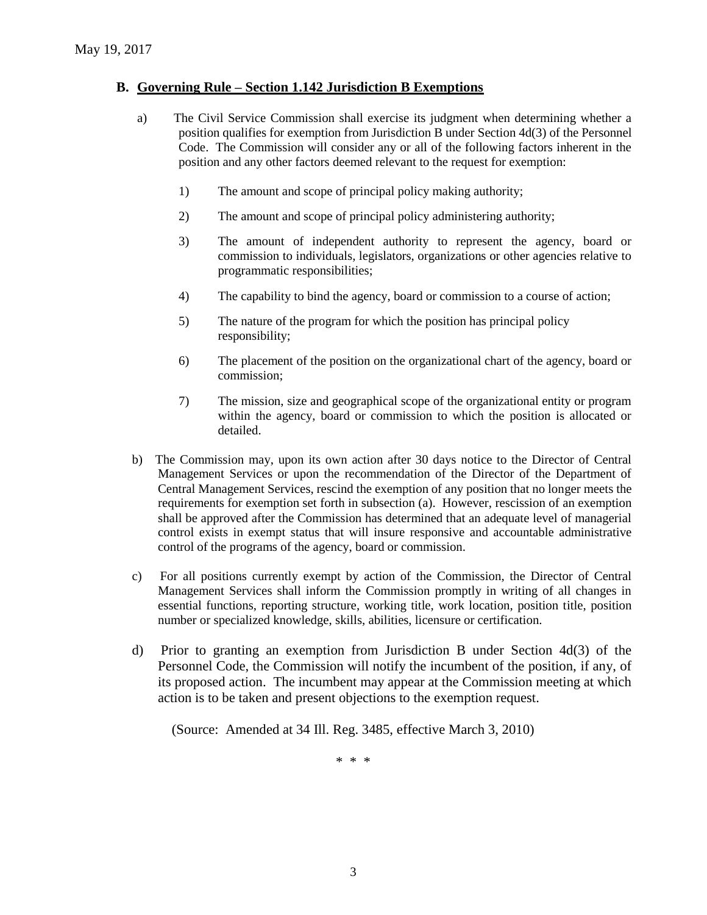## B. Governing Rule – Section 1.142 Jurisdiction B Exemptions

a) The Civil Service Commission shall exercise its judgment when determining whether a position qualifies for exemption from Jurisdiction B under Section 4d(3) of the Personnel Code. The Commission will consider any or all of the following factors inherent in the position and any other factors deemed relevant to the request for exemption:

1) The amount and scope of principal policy making authority;

2) The amount and scope of principal policy administering authority;

3) The amount of independent authority to represent the agency, board or commission to individuals, legislators, organizations or other agencies relative to programmatic responsibilities;

4) The capability to bind the agency, board or commission to a course of action;

5) The nature of the program for which the position has principal policy responsibility;

6) The placement of the position on the organizational chart of the agency, board or commission;

7) The mission, size and geographical scope of the organizational entity or program within the agency, board or commission to which the position is allocated or detailed.

b) The Commission may, upon its own action after 30 days notice to the Director of Central Management Services or upon the recommendation of the Director of the Department of Central Management Services, rescind the exemption of any position that no longer meets the requirements for exemption set forth in subsection (a). However, rescission of an exemption shall be approved after the Commission has determined that an adequate level of managerial control exists in exempt status that will insure responsive and accountable administrative control of the programs of the agency, board or commission.

c) For all positions currently exempt by action of the Commission, the Director of Central Management Services shall inform the Commission promptly in writing of all changes in essential functions, reporting structure, working title, work location, position title, position number or specialized knowledge, skills, abilities, licensure or certification.

d) Prior to granting an exemption from Jurisdiction B under Section 4d(3) of the Personnel Code, the Commission will notify the incumbent of the position, if any, of its proposed action. The incumbent may appear at the Commission meeting at which action is to be taken and present objections to the exemption request.

(Source: Amended at 34 Ill. Reg. 3485, effective March 3, 2010)

\* \* \*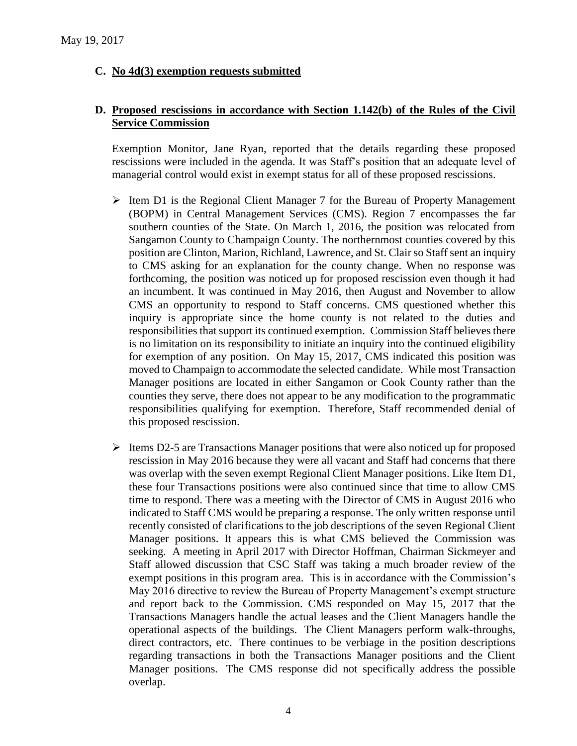May 19, 2017

**C. No 4d(3) exemption requests submitted**

**D. Proposed rescissions in accordance with Section 1.142(b) of the Rules of the Civil Service Commission**

Exemption Monitor, Jane Ryan, reported that the details regarding these proposed rescissions were included in the agenda. It was Staff's position that an adequate level of managerial control would exist in exempt status for all of these proposed rescissions.

- Item D1 is the Regional Client Manager 7 for the Bureau of Property Management (BOPM) in Central Management Services (CMS). Region 7 encompasses the far southern counties of the State. On March 1, 2016, the position was relocated from Sangamon County to Champaign County. The northernmost counties covered by this position are Clinton, Marion, Richland, Lawrence, and St. Clair so Staff sent an inquiry to CMS asking for an explanation for the county change. When no response was forthcoming, the position was noticed up for proposed rescission even though it had an incumbent. It was continued in May 2016, then August and November to allow CMS an opportunity to respond to Staff concerns. CMS questioned whether this inquiry is appropriate since the home county is not related to the duties and responsibilities that support its continued exemption. Commission Staff believes there is no limitation on its responsibility to initiate an inquiry into the continued eligibility for exemption of any position. On May 15, 2017, CMS indicated this position was moved to Champaign to accommodate the selected candidate. While most Transaction Manager positions are located in either Sangamon or Cook County rather than the counties they serve, there does not appear to be any modification to the programmatic responsibilities qualifying for exemption. Therefore, Staff recommended denial of this proposed rescission.

- Items D2-5 are Transactions Manager positions that were also noticed up for proposed rescission in May 2016 because they were all vacant and Staff had concerns that there was overlap with the seven exempt Regional Client Manager positions. Like Item D1, these four Transactions positions were also continued since that time to allow CMS time to respond. There was a meeting with the Director of CMS in August 2016 who indicated to Staff CMS would be preparing a response. The only written response until recently consisted of clarifications to the job descriptions of the seven Regional Client Manager positions. It appears this is what CMS believed the Commission was seeking. A meeting in April 2017 with Director Hoffman, Chairman Sickmeyer and Staff allowed discussion that CSC Staff was taking a much broader review of the exempt positions in this program area. This is in accordance with the Commission's May 2016 directive to review the Bureau of Property Management's exempt structure and report back to the Commission. CMS responded on May 15, 2017 that the Transactions Managers handle the actual leases and the Client Managers handle the operational aspects of the buildings. The Client Managers perform walk-throughs, direct contractors, etc. There continues to be verbiage in the position descriptions regarding transactions in both the Transactions Manager positions and the Client Manager positions. The CMS response did not specifically address the possible overlap.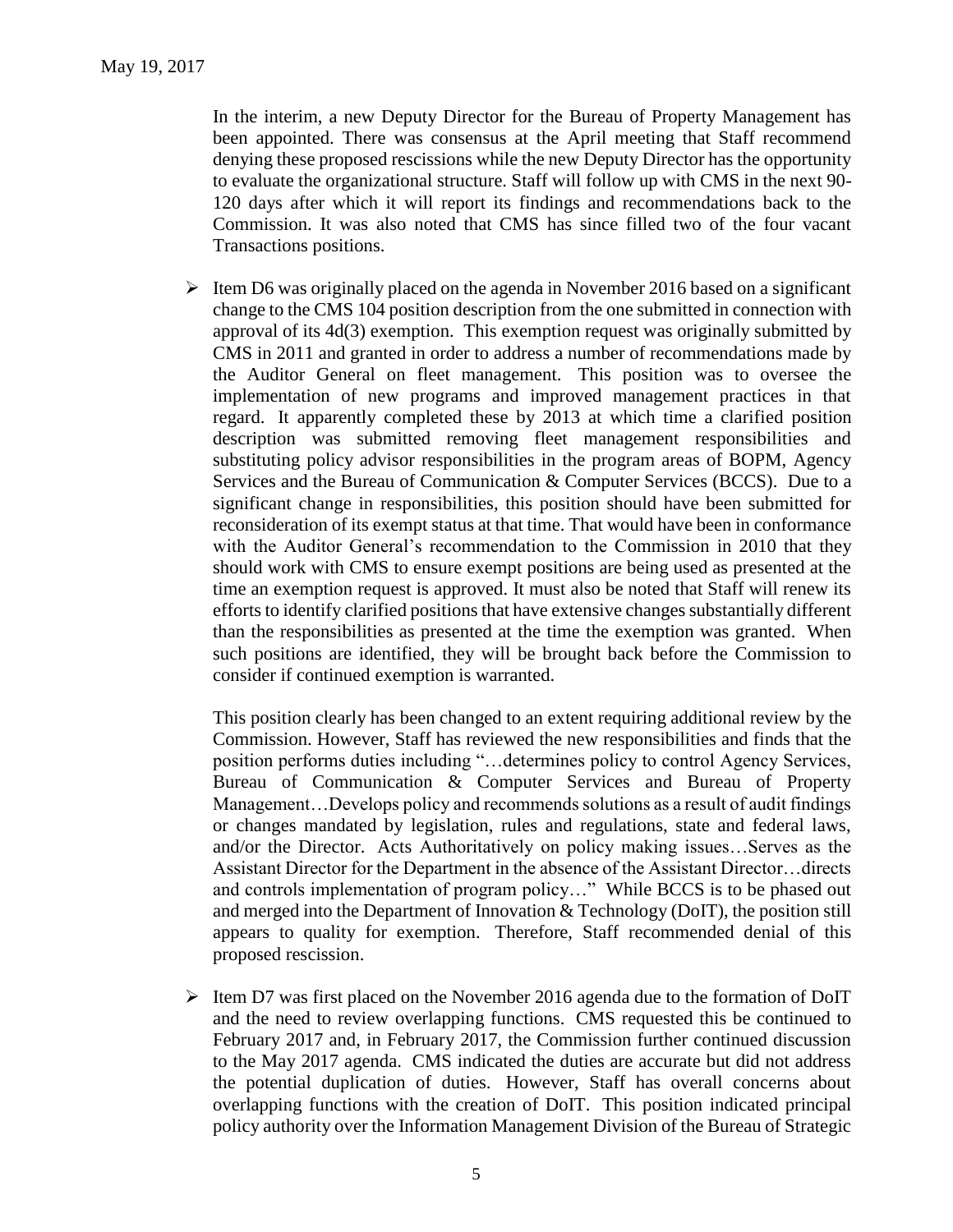In the interim, a new Deputy Director for the Bureau of Property Management has been appointed. There was consensus at the April meeting that Staff recommend denying these proposed rescissions while the new Deputy Director has the opportunity to evaluate the organizational structure. Staff will follow up with CMS in the next 90-120 days after which it will report its findings and recommendations back to the Commission. It was also noted that CMS has since filled two of the four vacant Transactions positions.

- Item D6 was originally placed on the agenda in November 2016 based on a significant change to the CMS 104 position description from the one submitted in connection with approval of its 4d(3) exemption. This exemption request was originally submitted by CMS in 2011 and granted in order to address a number of recommendations made by the Auditor General on fleet management. This position was to oversee the implementation of new programs and improved management practices in that regard. It apparently completed these by 2013 at which time a clarified position description was submitted removing fleet management responsibilities and substituting policy advisor responsibilities in the program areas of BOPM, Agency Services and the Bureau of Communication & Computer Services (BCCS). Due to a significant change in responsibilities, this position should have been submitted for reconsideration of its exempt status at that time. That would have been in conformance with the Auditor General's recommendation to the Commission in 2010 that they should work with CMS to ensure exempt positions are being used as presented at the time an exemption request is approved. It must also be noted that Staff will renew its efforts to identify clarified positions that have extensive changes substantially different than the responsibilities as presented at the time the exemption was granted. When such positions are identified, they will be brought back before the Commission to consider if continued exemption is warranted.

  This position clearly has been changed to an extent requiring additional review by the Commission. However, Staff has reviewed the new responsibilities and finds that the position performs duties including "…determines policy to control Agency Services, Bureau of Communication & Computer Services and Bureau of Property Management…Develops policy and recommends solutions as a result of audit findings or changes mandated by legislation, rules and regulations, state and federal laws, and/or the Director. Acts Authoritatively on policy making issues…Serves as the Assistant Director for the Department in the absence of the Assistant Director…directs and controls implementation of program policy…" While BCCS is to be phased out and merged into the Department of Innovation & Technology (DoIT), the position still appears to quality for exemption. Therefore, Staff recommended denial of this proposed rescission.

- Item D7 was first placed on the November 2016 agenda due to the formation of DoIT and the need to review overlapping functions. CMS requested this be continued to February 2017 and, in February 2017, the Commission further continued discussion to the May 2017 agenda. CMS indicated the duties are accurate but did not address the potential duplication of duties. However, Staff has overall concerns about overlapping functions with the creation of DoIT. This position indicated principal policy authority over the Information Management Division of the Bureau of Strategic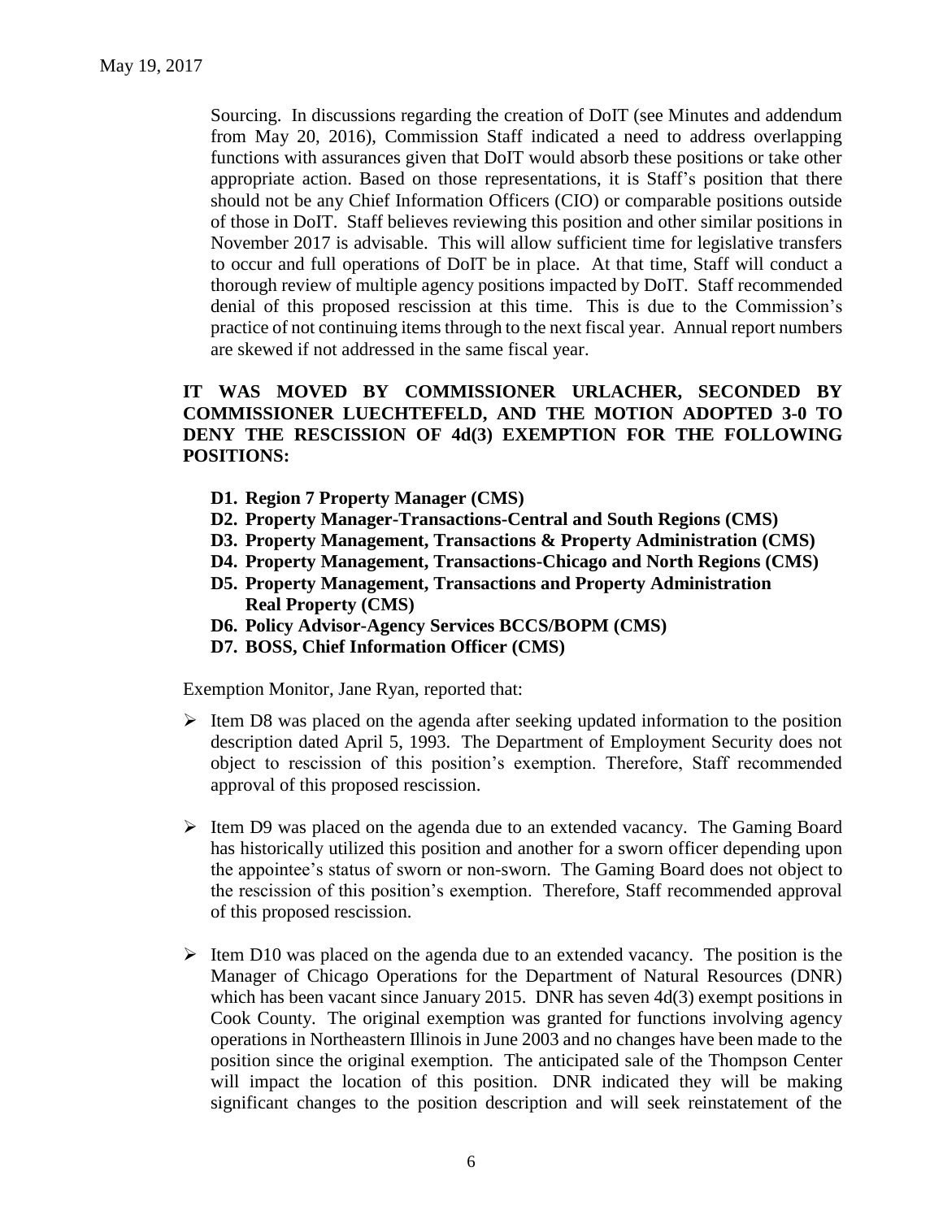Sourcing. In discussions regarding the creation of DoIT (see Minutes and addendum from May 20, 2016), Commission Staff indicated a need to address overlapping functions with assurances given that DoIT would absorb these positions or take other appropriate action. Based on those representations, it is Staff's position that there should not be any Chief Information Officers (CIO) or comparable positions outside of those in DoIT. Staff believes reviewing this position and other similar positions in November 2017 is advisable. This will allow sufficient time for legislative transfers to occur and full operations of DoIT be in place. At that time, Staff will conduct a thorough review of multiple agency positions impacted by DoIT. Staff recommended denial of this proposed rescission at this time. This is due to the Commission's practice of not continuing items through to the next fiscal year. Annual report numbers are skewed if not addressed in the same fiscal year.

**IT WAS MOVED BY COMMISSIONER URLACHER, SECONDED BY COMMISSIONER LUECHTEFELD, AND THE MOTION ADOPTED 3-0 TO DENY THE RESCISSION OF 4d(3) EXEMPTION FOR THE FOLLOWING POSITIONS:**

- **D1. Region 7 Property Manager (CMS)**
- **D2. Property Manager-Transactions-Central and South Regions (CMS)**
- **D3. Property Management, Transactions & Property Administration (CMS)**
- **D4. Property Management, Transactions-Chicago and North Regions (CMS)**
- **D5. Property Management, Transactions and Property Administration Real Property (CMS)**
- **D6. Policy Advisor-Agency Services BCCS/BOPM (CMS)**
- **D7. BOSS, Chief Information Officer (CMS)**

Exemption Monitor, Jane Ryan, reported that:

- Item D8 was placed on the agenda after seeking updated information to the position description dated April 5, 1993. The Department of Employment Security does not object to rescission of this position's exemption. Therefore, Staff recommended approval of this proposed rescission.
- Item D9 was placed on the agenda due to an extended vacancy. The Gaming Board has historically utilized this position and another for a sworn officer depending upon the appointee's status of sworn or non-sworn. The Gaming Board does not object to the rescission of this position's exemption. Therefore, Staff recommended approval of this proposed rescission.
- Item D10 was placed on the agenda due to an extended vacancy. The position is the Manager of Chicago Operations for the Department of Natural Resources (DNR) which has been vacant since January 2015. DNR has seven 4d(3) exempt positions in Cook County. The original exemption was granted for functions involving agency operations in Northeastern Illinois in June 2003 and no changes have been made to the position since the original exemption. The anticipated sale of the Thompson Center will impact the location of this position. DNR indicated they will be making significant changes to the position description and will seek reinstatement of the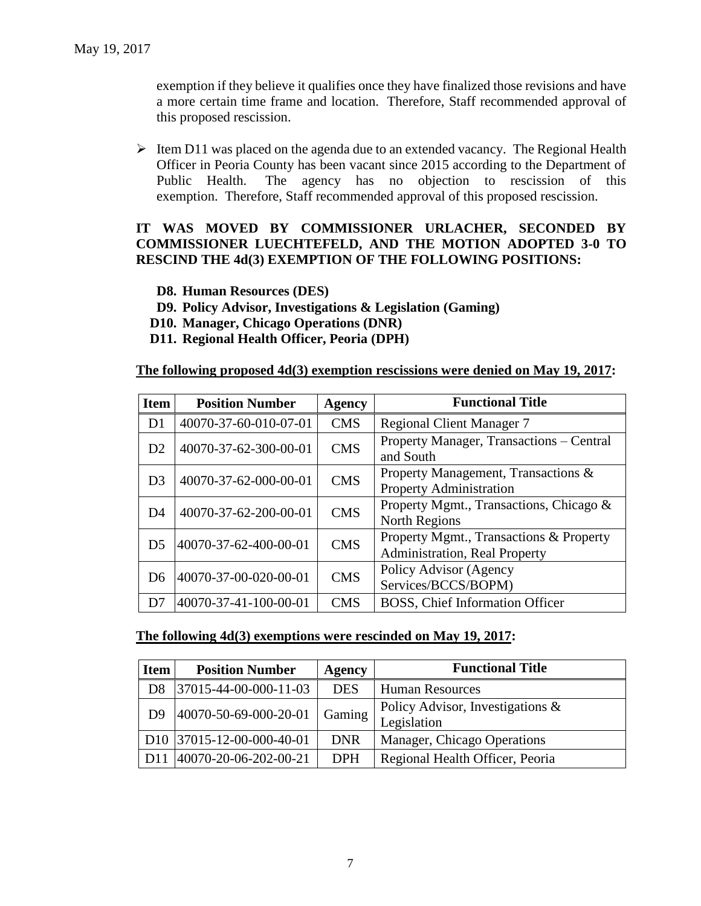exemption if they believe it qualifies once they have finalized those revisions and have a more certain time frame and location. Therefore, Staff recommended approval of this proposed rescission.

- Item D11 was placed on the agenda due to an extended vacancy. The Regional Health Officer in Peoria County has been vacant since 2015 according to the Department of Public Health. The agency has no objection to rescission of this exemption. Therefore, Staff recommended approval of this proposed rescission.

**IT WAS MOVED BY COMMISSIONER URLACHER, SECONDED BY COMMISSIONER LUECHTEFELD, AND THE MOTION ADOPTED 3-0 TO RESCIND THE 4d(3) EXEMPTION OF THE FOLLOWING POSITIONS:**

- **D8. Human Resources (DES)**
- **D9. Policy Advisor, Investigations & Legislation (Gaming)**
- **D10. Manager, Chicago Operations (DNR)**
- **D11. Regional Health Officer, Peoria (DPH)**

**<u>The following proposed 4d(3) exemption rescissions were denied on May 19, 2017</u>:**

| Item | Position Number | Agency | Functional Title |
|---|---|---|---|
| D1 | 40070-37-60-010-07-01 | CMS | Regional Client Manager 7 |
| D2 | 40070-37-62-300-00-01 | CMS | Property Manager, Transactions – Central and South |
| D3 | 40070-37-62-000-00-01 | CMS | Property Management, Transactions & Property Administration |
| D4 | 40070-37-62-200-00-01 | CMS | Property Mgmt., Transactions, Chicago & North Regions |
| D5 | 40070-37-62-400-00-01 | CMS | Property Mgmt., Transactions & Property Administration, Real Property |
| D6 | 40070-37-00-020-00-01 | CMS | Policy Advisor (Agency Services/BCCS/BOPM) |
| D7 | 40070-37-41-100-00-01 | CMS | BOSS, Chief Information Officer |

**<u>The following 4d(3) exemptions were rescinded on May 19, 2017</u>:**

| Item | Position Number | Agency | Functional Title |
|---|---|---|---|
| D8 | 37015-44-00-000-11-03 | DES | Human Resources |
| D9 | 40070-50-69-000-20-01 | Gaming | Policy Advisor, Investigations & Legislation |
| D10 | 37015-12-00-000-40-01 | DNR | Manager, Chicago Operations |
| D11 | 40070-20-06-202-00-21 | DPH | Regional Health Officer, Peoria |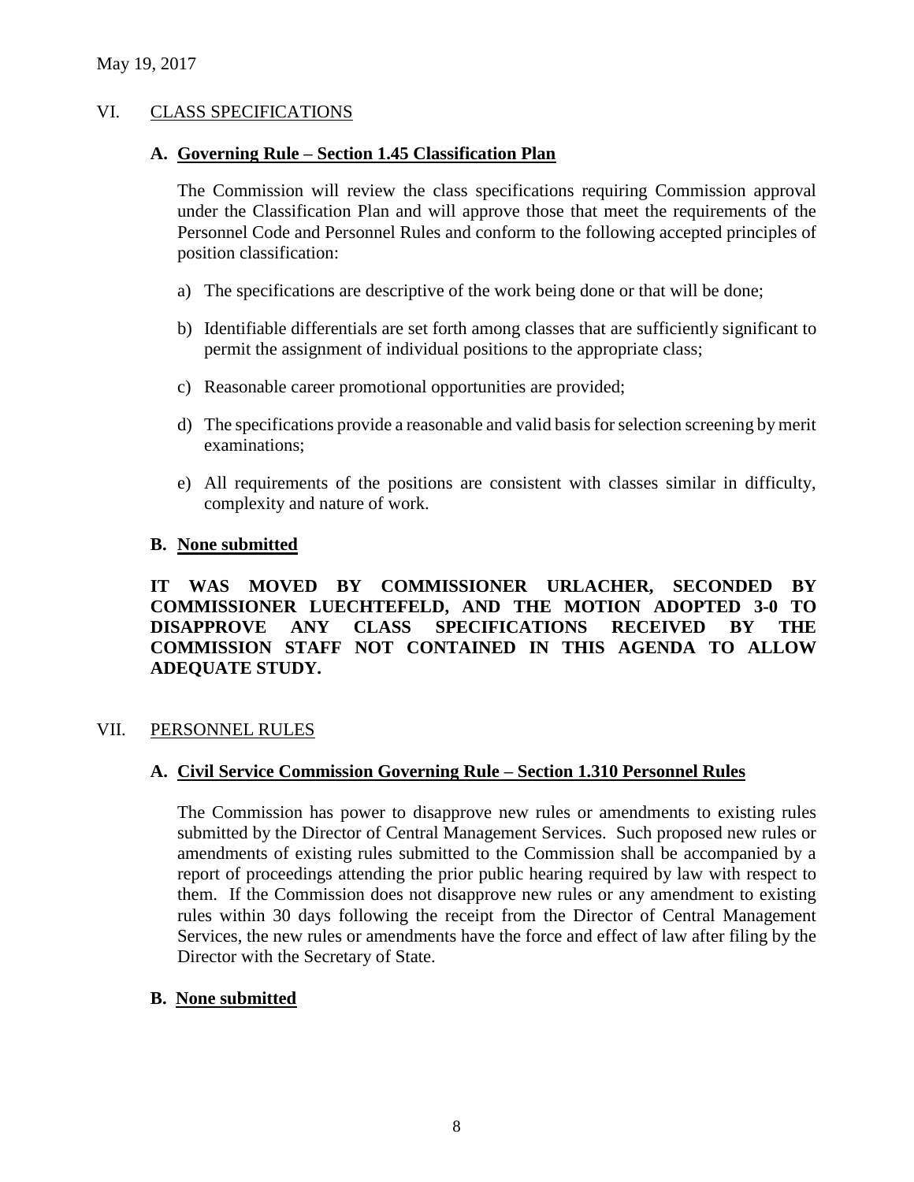May 19, 2017

## VI. CLASS SPECIFICATIONS

### A. Governing Rule – Section 1.45 Classification Plan

The Commission will review the class specifications requiring Commission approval under the Classification Plan and will approve those that meet the requirements of the Personnel Code and Personnel Rules and conform to the following accepted principles of position classification:

a) The specifications are descriptive of the work being done or that will be done;

b) Identifiable differentials are set forth among classes that are sufficiently significant to permit the assignment of individual positions to the appropriate class;

c) Reasonable career promotional opportunities are provided;

d) The specifications provide a reasonable and valid basis for selection screening by merit examinations;

e) All requirements of the positions are consistent with classes similar in difficulty, complexity and nature of work.

### B. None submitted

**IT WAS MOVED BY COMMISSIONER URLACHER, SECONDED BY COMMISSIONER LUECHTEFELD, AND THE MOTION ADOPTED 3-0 TO DISAPPROVE ANY CLASS SPECIFICATIONS RECEIVED BY THE COMMISSION STAFF NOT CONTAINED IN THIS AGENDA TO ALLOW ADEQUATE STUDY.**

## VII. PERSONNEL RULES

### A. Civil Service Commission Governing Rule – Section 1.310 Personnel Rules

The Commission has power to disapprove new rules or amendments to existing rules submitted by the Director of Central Management Services. Such proposed new rules or amendments of existing rules submitted to the Commission shall be accompanied by a report of proceedings attending the prior public hearing required by law with respect to them. If the Commission does not disapprove new rules or any amendment to existing rules within 30 days following the receipt from the Director of Central Management Services, the new rules or amendments have the force and effect of law after filing by the Director with the Secretary of State.

### B. None submitted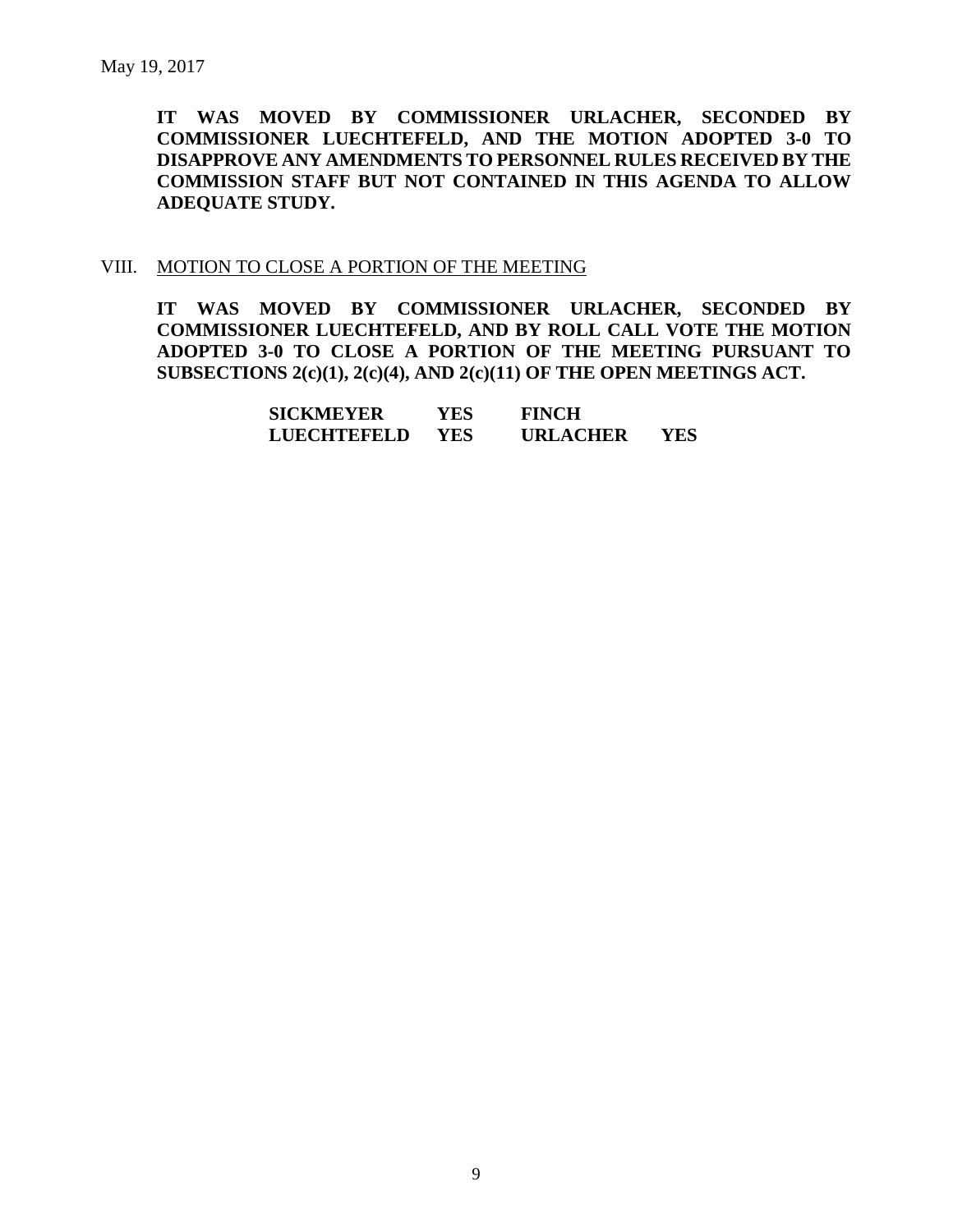May 19, 2017

**IT WAS MOVED BY COMMISSIONER URLACHER, SECONDED BY COMMISSIONER LUECHTEFELD, AND THE MOTION ADOPTED 3-0 TO DISAPPROVE ANY AMENDMENTS TO PERSONNEL RULES RECEIVED BY THE COMMISSION STAFF BUT NOT CONTAINED IN THIS AGENDA TO ALLOW ADEQUATE STUDY.**

VIII. MOTION TO CLOSE A PORTION OF THE MEETING

**IT WAS MOVED BY COMMISSIONER URLACHER, SECONDED BY COMMISSIONER LUECHTEFELD, AND BY ROLL CALL VOTE THE MOTION ADOPTED 3-0 TO CLOSE A PORTION OF THE MEETING PURSUANT TO SUBSECTIONS 2(c)(1), 2(c)(4), AND 2(c)(11) OF THE OPEN MEETINGS ACT.**

| | | | |
|---|---|---|---|
| **SICKMEYER** | **YES** | **FINCH** | |
| **LUECHTEFELD** | **YES** | **URLACHER** | **YES** |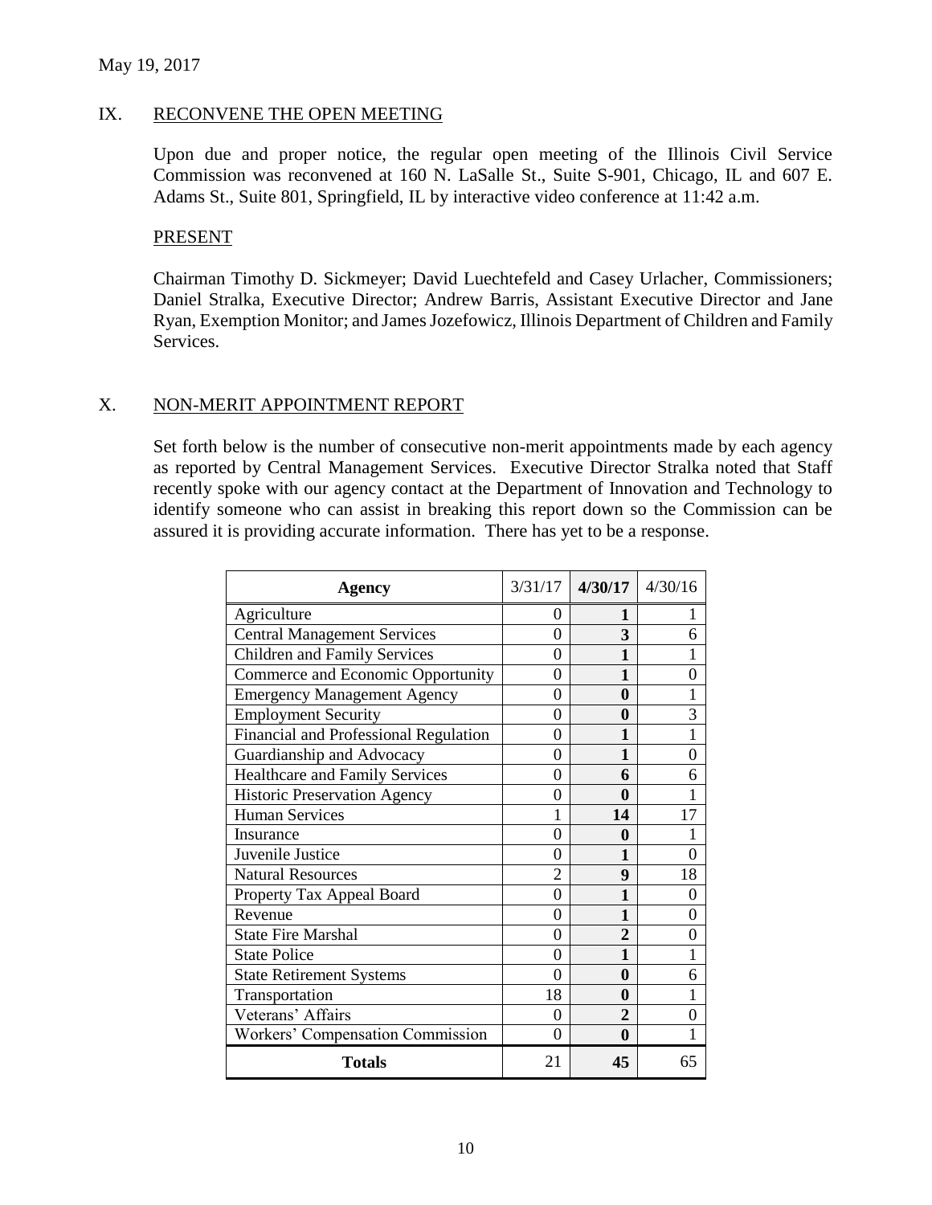May 19, 2017

## IX. RECONVENE THE OPEN MEETING

Upon due and proper notice, the regular open meeting of the Illinois Civil Service Commission was reconvened at 160 N. LaSalle St., Suite S-901, Chicago, IL and 607 E. Adams St., Suite 801, Springfield, IL by interactive video conference at 11:42 a.m.

### PRESENT

Chairman Timothy D. Sickmeyer; David Luechtefeld and Casey Urlacher, Commissioners; Daniel Stralka, Executive Director; Andrew Barris, Assistant Executive Director and Jane Ryan, Exemption Monitor; and James Jozefowicz, Illinois Department of Children and Family Services.

## X. NON-MERIT APPOINTMENT REPORT

Set forth below is the number of consecutive non-merit appointments made by each agency as reported by Central Management Services. Executive Director Stralka noted that Staff recently spoke with our agency contact at the Department of Innovation and Technology to identify someone who can assist in breaking this report down so the Commission can be assured it is providing accurate information. There has yet to be a response.

| Agency | 3/31/17 | **4/30/17** | 4/30/16 |
|---|---|---|---|
| Agriculture | 0 | **1** | 1 |
| Central Management Services | 0 | **3** | 6 |
| Children and Family Services | 0 | **1** | 1 |
| Commerce and Economic Opportunity | 0 | **1** | 0 |
| Emergency Management Agency | 0 | **0** | 1 |
| Employment Security | 0 | **0** | 3 |
| Financial and Professional Regulation | 0 | **1** | 1 |
| Guardianship and Advocacy | 0 | **1** | 0 |
| Healthcare and Family Services | 0 | **6** | 6 |
| Historic Preservation Agency | 0 | **0** | 1 |
| Human Services | 1 | **14** | 17 |
| Insurance | 0 | **0** | 1 |
| Juvenile Justice | 0 | **1** | 0 |
| Natural Resources | 2 | **9** | 18 |
| Property Tax Appeal Board | 0 | **1** | 0 |
| Revenue | 0 | **1** | 0 |
| State Fire Marshal | 0 | **2** | 0 |
| State Police | 0 | **1** | 1 |
| State Retirement Systems | 0 | **0** | 6 |
| Transportation | 18 | **0** | 1 |
| Veterans' Affairs | 0 | **2** | 0 |
| Workers' Compensation Commission | 0 | **0** | 1 |
| **Totals** | 21 | **45** | 65 |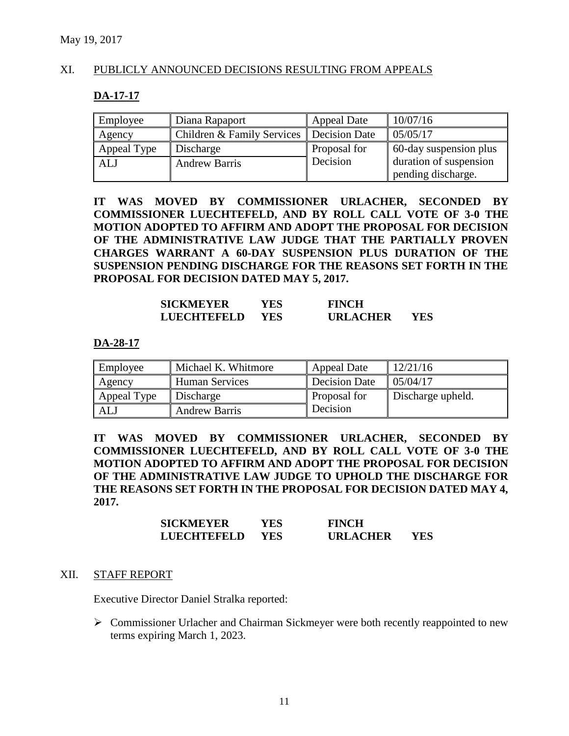May 19, 2017

## XI. PUBLICLY ANNOUNCED DECISIONS RESULTING FROM APPEALS

### DA-17-17

| Employee | Diana Rapaport | Appeal Date | 10/07/16 |
|---|---|---|---|
| Agency | Children & Family Services | Decision Date | 05/05/17 |
| Appeal Type | Discharge | Proposal for Decision | 60-day suspension plus duration of suspension pending discharge. |
| ALJ | Andrew Barris | | |

**IT WAS MOVED BY COMMISSIONER URLACHER, SECONDED BY COMMISSIONER LUECHTEFELD, AND BY ROLL CALL VOTE OF 3-0 THE MOTION ADOPTED TO AFFIRM AND ADOPT THE PROPOSAL FOR DECISION OF THE ADMINISTRATIVE LAW JUDGE THAT THE PARTIALLY PROVEN CHARGES WARRANT A 60-DAY SUSPENSION PLUS DURATION OF THE SUSPENSION PENDING DISCHARGE FOR THE REASONS SET FORTH IN THE PROPOSAL FOR DECISION DATED MAY 5, 2017.**

| | | | |
|---|---|---|---|
| **SICKMEYER** | **YES** | **FINCH** | |
| **LUECHTEFELD** | **YES** | **URLACHER** | **YES** |

### DA-28-17

| Employee | Michael K. Whitmore | Appeal Date | 12/21/16 |
|---|---|---|---|
| Agency | Human Services | Decision Date | 05/04/17 |
| Appeal Type | Discharge | Proposal for Decision | Discharge upheld. |
| ALJ | Andrew Barris | | |

**IT WAS MOVED BY COMMISSIONER URLACHER, SECONDED BY COMMISSIONER LUECHTEFELD, AND BY ROLL CALL VOTE OF 3-0 THE MOTION ADOPTED TO AFFIRM AND ADOPT THE PROPOSAL FOR DECISION OF THE ADMINISTRATIVE LAW JUDGE TO UPHOLD THE DISCHARGE FOR THE REASONS SET FORTH IN THE PROPOSAL FOR DECISION DATED MAY 4, 2017.**

| | | | |
|---|---|---|---|
| **SICKMEYER** | **YES** | **FINCH** | |
| **LUECHTEFELD** | **YES** | **URLACHER** | **YES** |

## XII. STAFF REPORT

Executive Director Daniel Stralka reported:

- Commissioner Urlacher and Chairman Sickmeyer were both recently reappointed to new terms expiring March 1, 2023.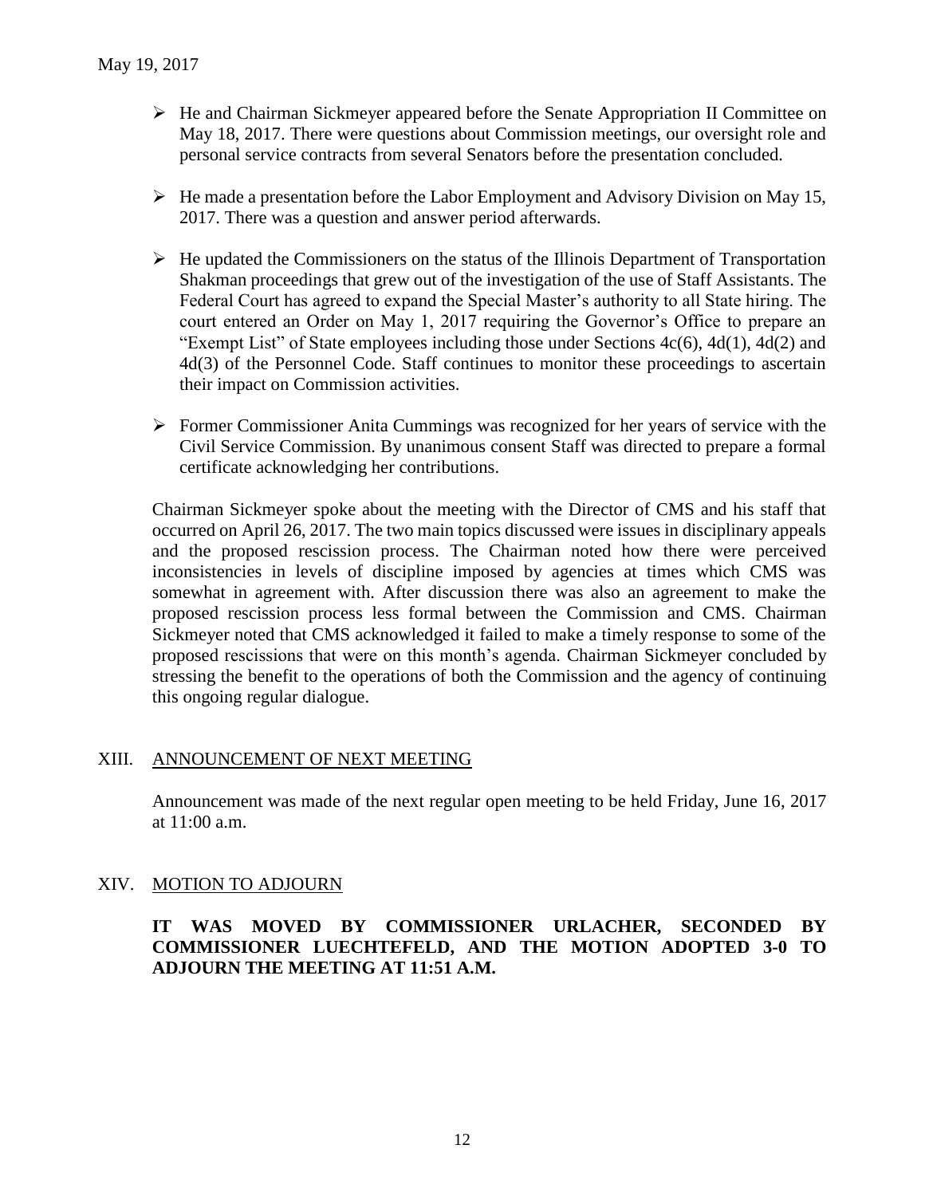- He and Chairman Sickmeyer appeared before the Senate Appropriation II Committee on May 18, 2017. There were questions about Commission meetings, our oversight role and personal service contracts from several Senators before the presentation concluded.

- He made a presentation before the Labor Employment and Advisory Division on May 15, 2017. There was a question and answer period afterwards.

- He updated the Commissioners on the status of the Illinois Department of Transportation Shakman proceedings that grew out of the investigation of the use of Staff Assistants. The Federal Court has agreed to expand the Special Master's authority to all State hiring. The court entered an Order on May 1, 2017 requiring the Governor's Office to prepare an "Exempt List" of State employees including those under Sections 4c(6), 4d(1), 4d(2) and 4d(3) of the Personnel Code. Staff continues to monitor these proceedings to ascertain their impact on Commission activities.

- Former Commissioner Anita Cummings was recognized for her years of service with the Civil Service Commission. By unanimous consent Staff was directed to prepare a formal certificate acknowledging her contributions.

Chairman Sickmeyer spoke about the meeting with the Director of CMS and his staff that occurred on April 26, 2017. The two main topics discussed were issues in disciplinary appeals and the proposed rescission process. The Chairman noted how there were perceived inconsistencies in levels of discipline imposed by agencies at times which CMS was somewhat in agreement with. After discussion there was also an agreement to make the proposed rescission process less formal between the Commission and CMS. Chairman Sickmeyer noted that CMS acknowledged it failed to make a timely response to some of the proposed rescissions that were on this month's agenda. Chairman Sickmeyer concluded by stressing the benefit to the operations of both the Commission and the agency of continuing this ongoing regular dialogue.

## XIII. ANNOUNCEMENT OF NEXT MEETING

Announcement was made of the next regular open meeting to be held Friday, June 16, 2017 at 11:00 a.m.

## XIV. MOTION TO ADJOURN

**IT WAS MOVED BY COMMISSIONER URLACHER, SECONDED BY COMMISSIONER LUECHTEFELD, AND THE MOTION ADOPTED 3-0 TO ADJOURN THE MEETING AT 11:51 A.M.**